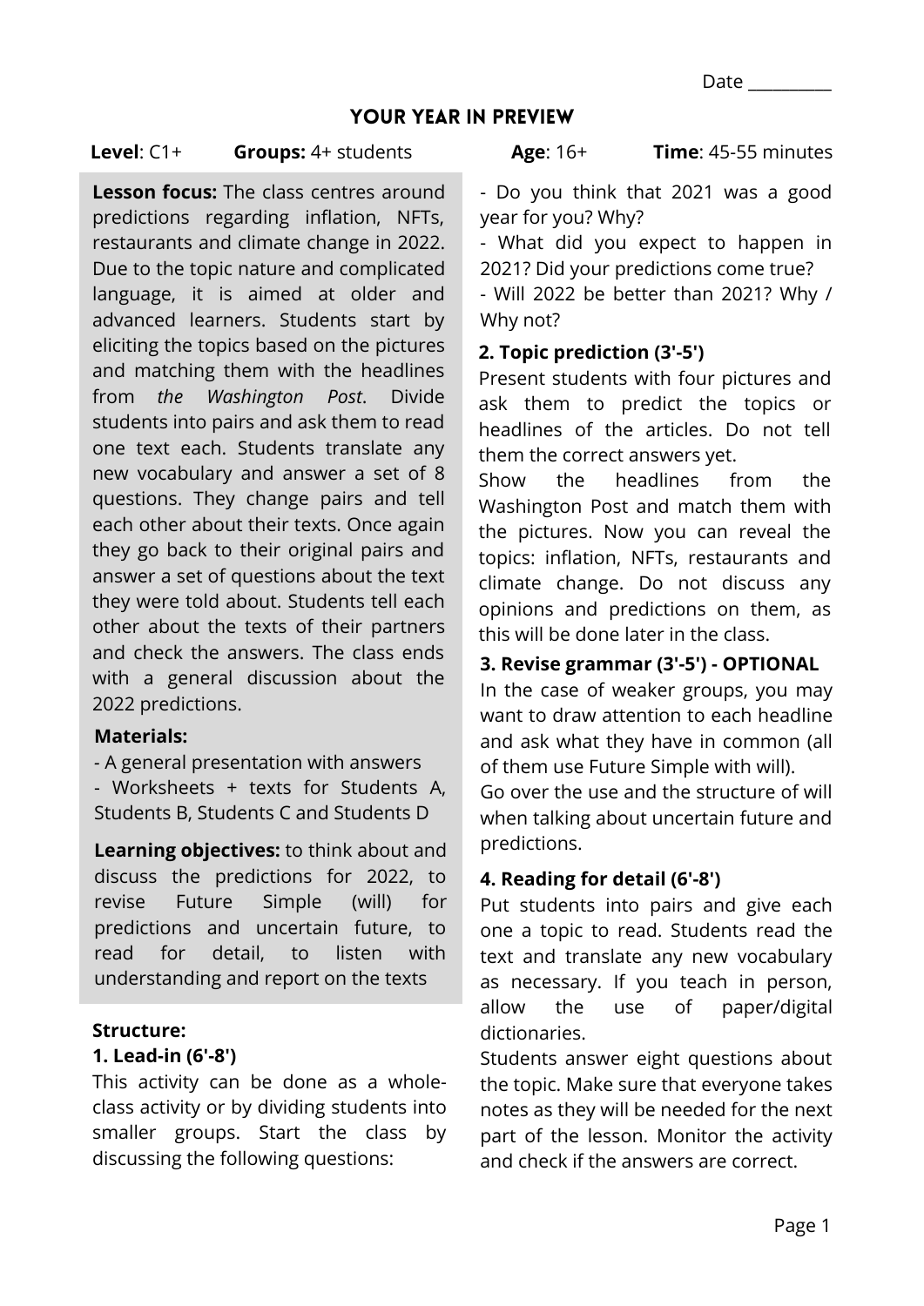Date __________

# YOUR YEAR IN PREVIEW

**Level**: C1+ **Groups:** 4+ students **Age**: 16+ **Time**: 45-55 minutes

**Lesson focus:** The class centres around predictions regarding inflation, NFTs, restaurants and climate change in 2022. Due to the topic nature and complicated language, it is aimed at older and advanced learners. Students start by eliciting the topics based on the pictures and matching them with the headlines from *the Washington Post*. Divide students into pairs and ask them to read one text each. Students translate any new vocabulary and answer a set of 8 questions. They change pairs and tell each other about their texts. Once again they go back to their original pairs and answer a set of questions about the text they were told about. Students tell each other about the texts of their partners and check the answers. The class ends with a general discussion about the 2022 predictions.

**Materials:**

- A general presentation with answers
- Worksheets + texts for Students A, Students B, Students C and Students D

**Learning objectives:** to think about and discuss the predictions for 2022, to revise Future Simple (will) for predictions and uncertain future, to read for detail, to listen with understanding and report on the texts

**Structure:**

**1. Lead-in (6'-8')**

This activity can be done as a whole-class activity or by dividing students into smaller groups. Start the class by discussing the following questions:

- Do you think that 2021 was a good year for you? Why?
- What did you expect to happen in 2021? Did your predictions come true?
- Will 2022 be better than 2021? Why / Why not?

**2. Topic prediction (3'-5')**

Present students with four pictures and ask them to predict the topics or headlines of the articles. Do not tell them the correct answers yet.

Show the headlines from the Washington Post and match them with the pictures. Now you can reveal the topics: inflation, NFTs, restaurants and climate change. Do not discuss any opinions and predictions on them, as this will be done later in the class.

**3. Revise grammar (3'-5') - OPTIONAL**

In the case of weaker groups, you may want to draw attention to each headline and ask what they have in common (all of them use Future Simple with will).

Go over the use and the structure of will when talking about uncertain future and predictions.

**4. Reading for detail (6'-8')**

Put students into pairs and give each one a topic to read. Students read the text and translate any new vocabulary as necessary. If you teach in person, allow the use of paper/digital dictionaries.

Students answer eight questions about the topic. Make sure that everyone takes notes as they will be needed for the next part of the lesson. Monitor the activity and check if the answers are correct.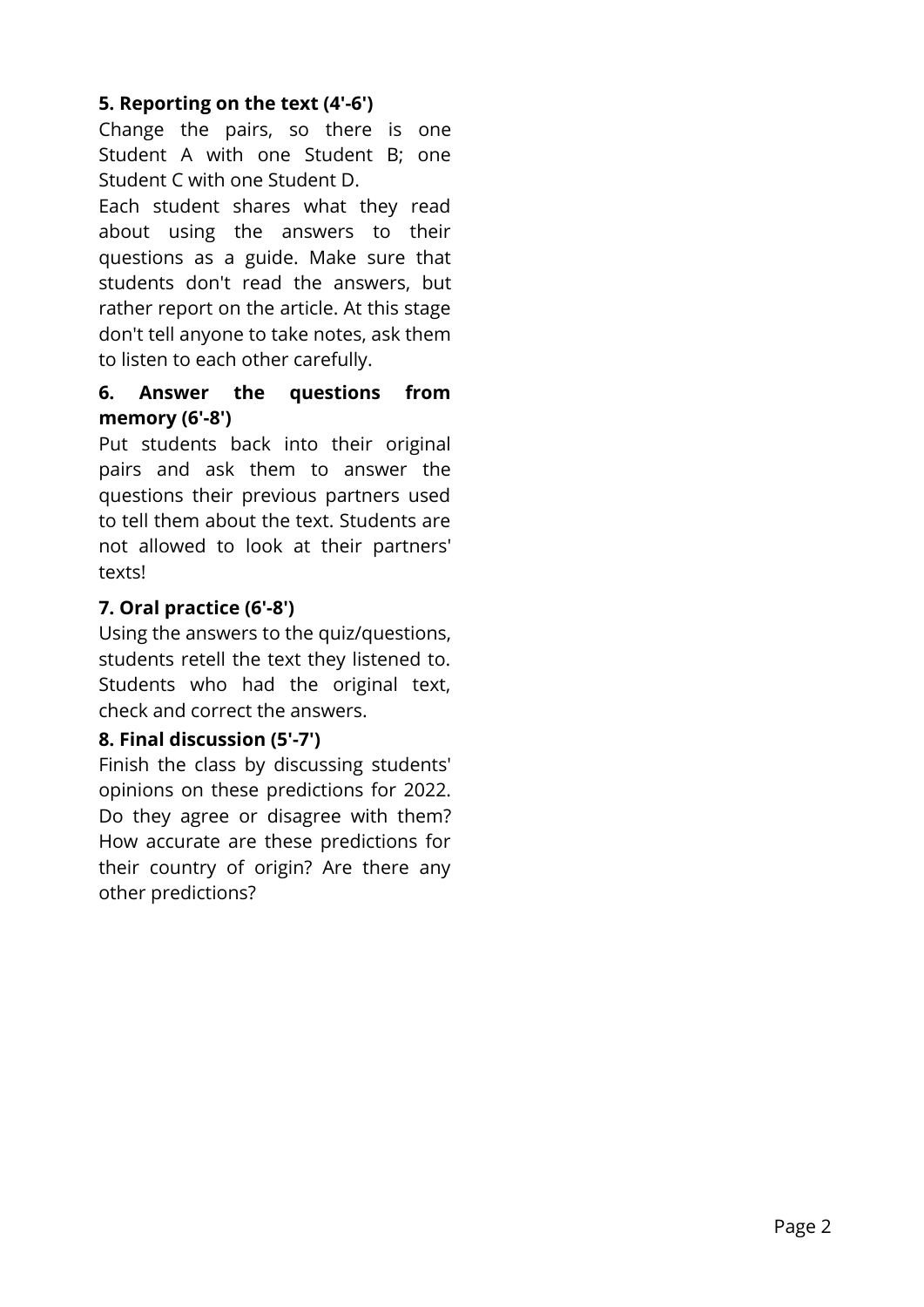**5. Reporting on the text (4'-6')**

Change the pairs, so there is one Student A with one Student B; one Student C with one Student D.

Each student shares what they read about using the answers to their questions as a guide. Make sure that students don't read the answers, but rather report on the article. At this stage don't tell anyone to take notes, ask them to listen to each other carefully.

**6. Answer the questions from memory (6'-8')**

Put students back into their original pairs and ask them to answer the questions their previous partners used to tell them about the text. Students are not allowed to look at their partners' texts!

**7. Oral practice (6'-8')**

Using the answers to the quiz/questions, students retell the text they listened to. Students who had the original text, check and correct the answers.

**8. Final discussion (5'-7')**

Finish the class by discussing students' opinions on these predictions for 2022. Do they agree or disagree with them? How accurate are these predictions for their country of origin? Are there any other predictions?